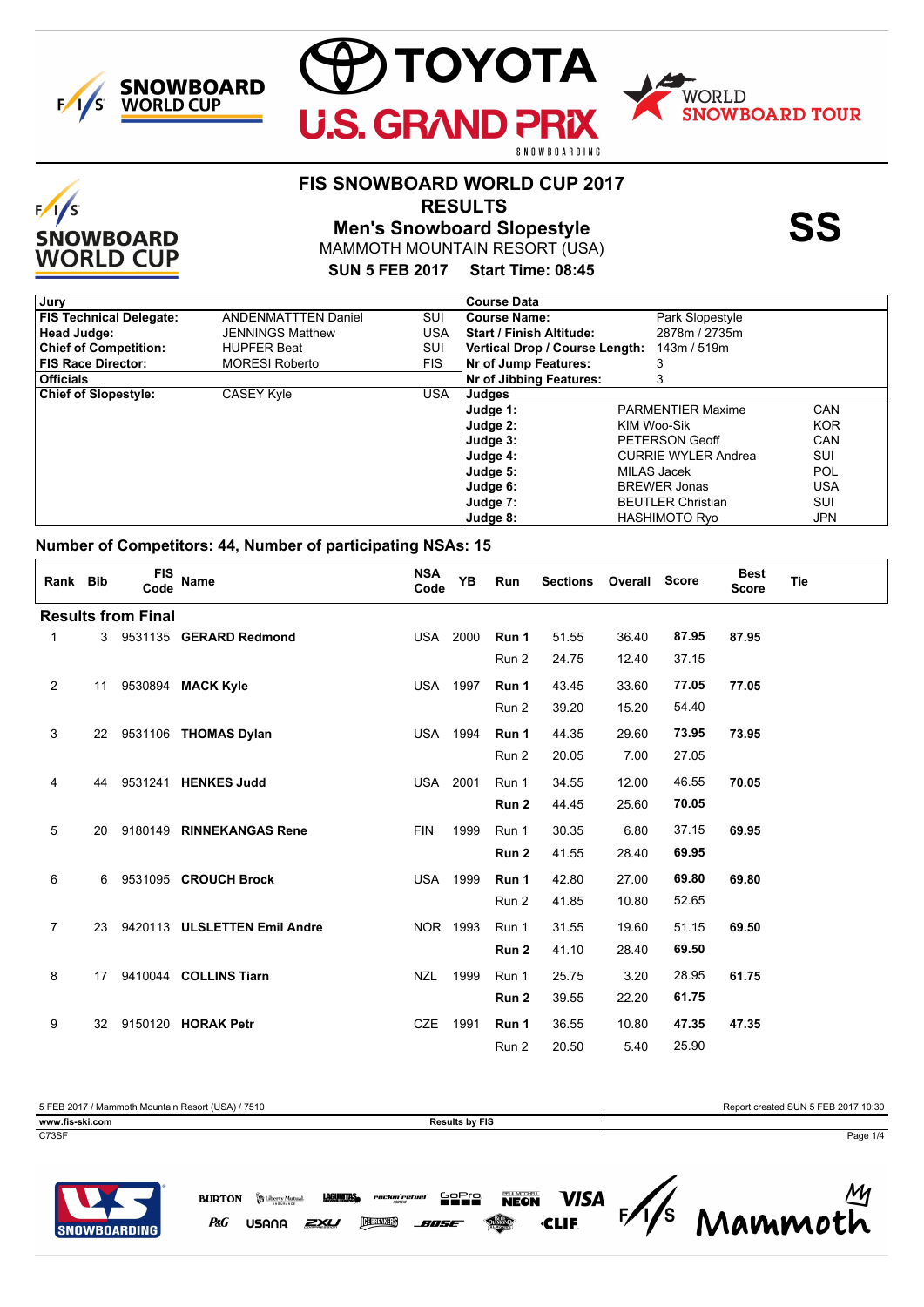# FIS SNOWBOARD WORLD CUP 2017

## RESULTS

## Men's Snowboard Slopestyle

MAMMOTH MOUNTAIN RESORT (USA)

**SUN 5 FEB 2017 Start Time: 08:45**

**SS**

| Jury | | | Course Data | | |
|---|---|---|---|---|---|
| **FIS Technical Delegate:** | ANDENMATTTEN Daniel | SUI | **Course Name:** | Park Slopestyle | |
| **Head Judge:** | JENNINGS Matthew | USA | **Start / Finish Altitude:** | 2878m / 2735m | |
| **Chief of Competition:** | HUPFER Beat | SUI | **Vertical Drop / Course Length:** | 143m / 519m | |
| **FIS Race Director:** | MORESI Roberto | FIS | **Nr of Jump Features:** | 3 | |
| **Officials** | | | **Nr of Jibbing Features:** | 3 | |
| **Chief of Slopestyle:** | CASEY Kyle | USA | **Judges** | | |
| | | | **Judge 1:** | PARMENTIER Maxime | CAN |
| | | | **Judge 2:** | KIM Woo-Sik | KOR |
| | | | **Judge 3:** | PETERSON Geoff | CAN |
| | | | **Judge 4:** | CURRIE WYLER Andrea | SUI |
| | | | **Judge 5:** | MILAS Jacek | POL |
| | | | **Judge 6:** | BREWER Jonas | USA |
| | | | **Judge 7:** | BEUTLER Christian | SUI |
| | | | **Judge 8:** | HASHIMOTO Ryo | JPN |

**Number of Competitors: 44, Number of participating NSAs: 15**

| Rank | Bib | FIS Code | Name | NSA Code | YB | Run | Sections | Overall | Score | Best Score | Tie |
|---|---|---|---|---|---|---|---|---|---|---|---|
| **Results from Final** | | | | | | | | | | | |
| 1 | 3 | 9531135 | **GERARD Redmond** | USA | 2000 | **Run 1** | 51.55 | 36.40 | **87.95** | **87.95** | |
| | | | | | | Run 2 | 24.75 | 12.40 | 37.15 | | |
| 2 | 11 | 9530894 | **MACK Kyle** | USA | 1997 | **Run 1** | 43.45 | 33.60 | **77.05** | **77.05** | |
| | | | | | | Run 2 | 39.20 | 15.20 | 54.40 | | |
| 3 | 22 | 9531106 | **THOMAS Dylan** | USA | 1994 | **Run 1** | 44.35 | 29.60 | **73.95** | **73.95** | |
| | | | | | | Run 2 | 20.05 | 7.00 | 27.05 | | |
| 4 | 44 | 9531241 | **HENKES Judd** | USA | 2001 | Run 1 | 34.55 | 12.00 | 46.55 | **70.05** | |
| | | | | | | **Run 2** | 44.45 | 25.60 | **70.05** | | |
| 5 | 20 | 9180149 | **RINNEKANGAS Rene** | FIN | 1999 | Run 1 | 30.35 | 6.80 | 37.15 | **69.95** | |
| | | | | | | **Run 2** | 41.55 | 28.40 | **69.95** | | |
| 6 | 6 | 9531095 | **CROUCH Brock** | USA | 1999 | **Run 1** | 42.80 | 27.00 | **69.80** | **69.80** | |
| | | | | | | Run 2 | 41.85 | 10.80 | 52.65 | | |
| 7 | 23 | 9420113 | **ULSLETTEN Emil Andre** | NOR | 1993 | Run 1 | 31.55 | 19.60 | 51.15 | **69.50** | |
| | | | | | | **Run 2** | 41.10 | 28.40 | **69.50** | | |
| 8 | 17 | 9410044 | **COLLINS Tiarn** | NZL | 1999 | Run 1 | 25.75 | 3.20 | 28.95 | **61.75** | |
| | | | | | | **Run 2** | 39.55 | 22.20 | **61.75** | | |
| 9 | 32 | 9150120 | **HORAK Petr** | CZE | 1991 | **Run 1** | 36.55 | 10.80 | **47.35** | **47.35** | |
| | | | | | | Run 2 | 20.50 | 5.40 | 25.90 | | |

5 FEB 2017 / Mammoth Mountain Resort (USA) / 7510

Report created SUN 5 FEB 2017 10:30

www.fis-ski.com

Results by FIS

C73SF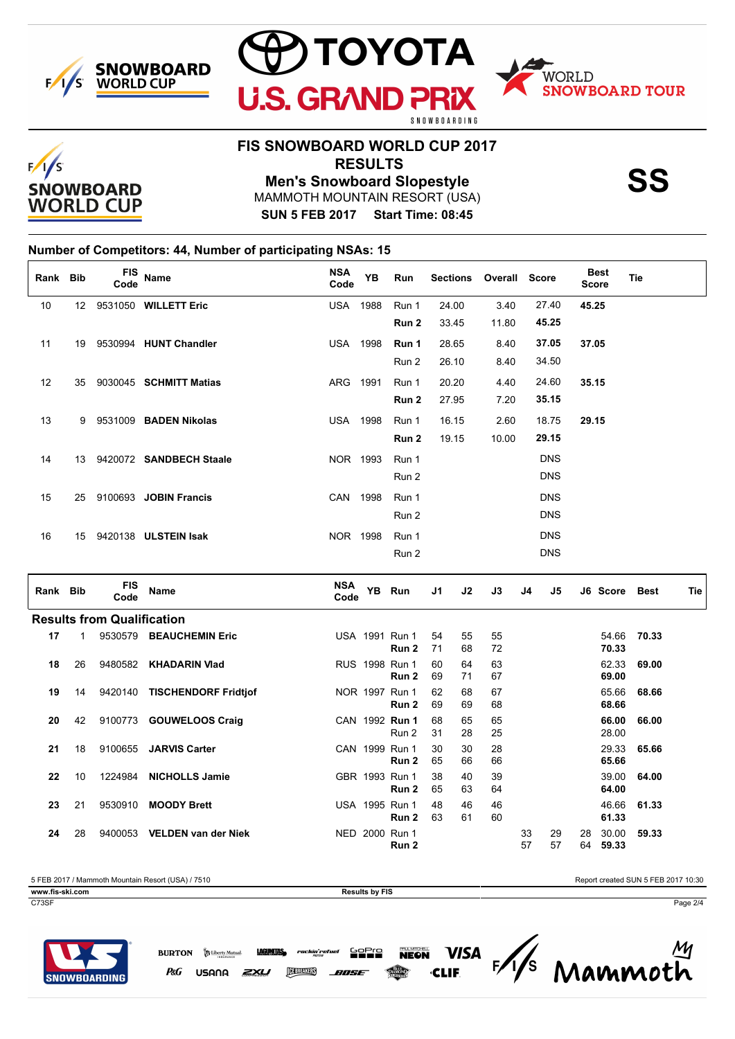# FIS SNOWBOARD WORLD CUP 2017

## RESULTS

## Men's Snowboard Slopestyle

MAMMOTH MOUNTAIN RESORT (USA)

**SUN 5 FEB 2017 Start Time: 08:45**

**SS**

### Number of Competitors: 44, Number of participating NSAs: 15

| Rank | Bib | FIS Code | Name | NSA Code | YB | Run | Sections | Overall | Score | Best Score | Tie |
|---|---|---|---|---|---|---|---|---|---|---|---|
| 10 | 12 | 9531050 | **WILLETT Eric** | USA | 1988 | Run 1 | 24.00 | 3.40 | 27.40 | **45.25** | |
| | | | | | | **Run 2** | 33.45 | 11.80 | **45.25** | | |
| 11 | 19 | 9530994 | **HUNT Chandler** | USA | 1998 | **Run 1** | 28.65 | 8.40 | **37.05** | **37.05** | |
| | | | | | | Run 2 | 26.10 | 8.40 | 34.50 | | |
| 12 | 35 | 9030045 | **SCHMITT Matias** | ARG | 1991 | Run 1 | 20.20 | 4.40 | 24.60 | **35.15** | |
| | | | | | | **Run 2** | 27.95 | 7.20 | **35.15** | | |
| 13 | 9 | 9531009 | **BADEN Nikolas** | USA | 1998 | Run 1 | 16.15 | 2.60 | 18.75 | **29.15** | |
| | | | | | | **Run 2** | 19.15 | 10.00 | **29.15** | | |
| 14 | 13 | 9420072 | **SANDBECH Staale** | NOR | 1993 | Run 1 | | | DNS | | |
| | | | | | | Run 2 | | | DNS | | |
| 15 | 25 | 9100693 | **JOBIN Francis** | CAN | 1998 | Run 1 | | | DNS | | |
| | | | | | | Run 2 | | | DNS | | |
| 16 | 15 | 9420138 | **ULSTEIN Isak** | NOR | 1998 | Run 1 | | | DNS | | |
| | | | | | | Run 2 | | | DNS | | |

| Rank | Bib | FIS Code | Name | NSA Code | YB | Run | J1 | J2 | J3 | J4 | J5 | J6 | Score | Best | Tie |
|---|---|---|---|---|---|---|---|---|---|---|---|---|---|---|---|
| **Results from Qualification** | | | | | | | | | | | | | | | |
| **17** | 1 | 9530579 | **BEAUCHEMIN Eric** | USA | 1991 | Run 1 | 54 | 55 | 55 | | | | 54.66 | **70.33** | |
| | | | | | | **Run 2** | 71 | 68 | 72 | | | | **70.33** | | |
| **18** | 26 | 9480582 | **KHADARIN Vlad** | RUS | 1998 | Run 1 | 60 | 64 | 63 | | | | 62.33 | **69.00** | |
| | | | | | | **Run 2** | 69 | 71 | 67 | | | | **69.00** | | |
| **19** | 14 | 9420140 | **TISCHENDORF Fridtjof** | NOR | 1997 | Run 1 | 62 | 68 | 67 | | | | 65.66 | **68.66** | |
| | | | | | | **Run 2** | 69 | 69 | 68 | | | | **68.66** | | |
| **20** | 42 | 9100773 | **GOUWELOOS Craig** | CAN | 1992 | **Run 1** | 68 | 65 | 65 | | | | **66.00** | **66.00** | |
| | | | | | | Run 2 | 31 | 28 | 25 | | | | 28.00 | | |
| **21** | 18 | 9100655 | **JARVIS Carter** | CAN | 1999 | Run 1 | 30 | 30 | 28 | | | | 29.33 | **65.66** | |
| | | | | | | **Run 2** | 65 | 66 | 66 | | | | **65.66** | | |
| **22** | 10 | 1224984 | **NICHOLLS Jamie** | GBR | 1993 | Run 1 | 38 | 40 | 39 | | | | 39.00 | **64.00** | |
| | | | | | | **Run 2** | 65 | 63 | 64 | | | | **64.00** | | |
| **23** | 21 | 9530910 | **MOODY Brett** | USA | 1995 | Run 1 | 48 | 46 | 46 | | | | 46.66 | **61.33** | |
| | | | | | | **Run 2** | 63 | 61 | 60 | | | | **61.33** | | |
| **24** | 28 | 9400053 | **VELDEN van der Niek** | NED | 2000 | Run 1 | | | | 33 | 29 | 28 | 30.00 | **59.33** | |
| | | | | | | **Run 2** | | | | 57 | 57 | 64 | **59.33** | | |

5 FEB 2017 / Mammoth Mountain Resort (USA) / 7510

Report created SUN 5 FEB 2017 10:30

www.fis-ski.com

Results by FIS

C73SF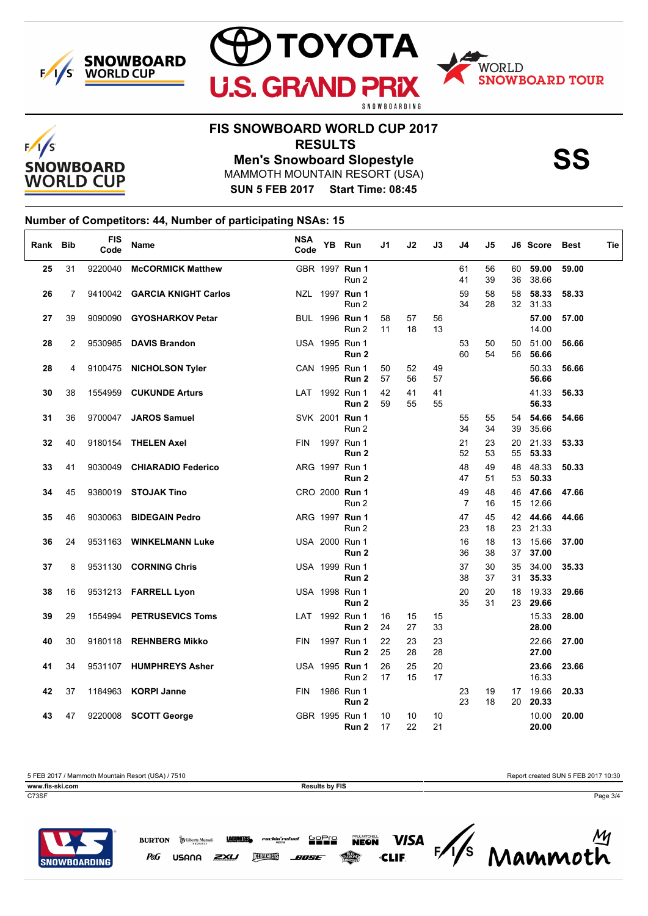# FIS SNOWBOARD WORLD CUP 2017

## RESULTS

### Men's Snowboard Slopestyle

MAMMOTH MOUNTAIN RESORT (USA)

**SUN 5 FEB 2017 Start Time: 08:45**

**SS**

**Number of Competitors: 44, Number of participating NSAs: 15**

| Rank | Bib | FIS Code | Name | NSA Code | YB | Run | J1 | J2 | J3 | J4 | J5 | J6 | Score | Best | Tie |
|---|---|---|---|---|---|---|---|---|---|---|---|---|---|---|---|
| 25 | 31 | 9220040 | McCORMICK Matthew | GBR | 1997 | **Run 1** | | | | 61 | 56 | 60 | **59.00** | 59.00 | |
| | | | | | | Run 2 | | | | 41 | 39 | 36 | 38.66 | | |
| 26 | 7 | 9410042 | GARCIA KNIGHT Carlos | NZL | 1997 | **Run 1** | | | | 59 | 58 | 58 | **58.33** | 58.33 | |
| | | | | | | Run 2 | | | | 34 | 28 | 32 | 31.33 | | |
| 27 | 39 | 9090090 | GYOSHARKOV Petar | BUL | 1996 | **Run 1** | 58 | 57 | 56 | | | | **57.00** | 57.00 | |
| | | | | | | Run 2 | 11 | 18 | 13 | | | | 14.00 | | |
| 28 | 2 | 9530985 | DAVIS Brandon | USA | 1995 | Run 1 | | | | 53 | 50 | 50 | 51.00 | 56.66 | |
| | | | | | | **Run 2** | | | | 60 | 54 | 56 | **56.66** | | |
| 28 | 4 | 9100475 | NICHOLSON Tyler | CAN | 1995 | Run 1 | 50 | 52 | 49 | | | | 50.33 | 56.66 | |
| | | | | | | **Run 2** | 57 | 56 | 57 | | | | **56.66** | | |
| 30 | 38 | 1554959 | CUKUNDE Arturs | LAT | 1992 | Run 1 | 42 | 41 | 41 | | | | 41.33 | 56.33 | |
| | | | | | | **Run 2** | 59 | 55 | 55 | | | | **56.33** | | |
| 31 | 36 | 9700047 | JAROS Samuel | SVK | 2001 | **Run 1** | | | | 55 | 55 | 54 | **54.66** | 54.66 | |
| | | | | | | Run 2 | | | | 34 | 34 | 39 | 35.66 | | |
| 32 | 40 | 9180154 | THELEN Axel | FIN | 1997 | Run 1 | | | | 21 | 23 | 20 | 21.33 | 53.33 | |
| | | | | | | **Run 2** | | | | 52 | 53 | 55 | **53.33** | | |
| 33 | 41 | 9030049 | CHIARADIO Federico | ARG | 1997 | Run 1 | | | | 48 | 49 | 48 | 48.33 | 50.33 | |
| | | | | | | **Run 2** | | | | 47 | 51 | 53 | **50.33** | | |
| 34 | 45 | 9380019 | STOJAK Tino | CRO | 2000 | **Run 1** | | | | 49 | 48 | 46 | **47.66** | 47.66 | |
| | | | | | | Run 2 | | | | 7 | 16 | 15 | 12.66 | | |
| 35 | 46 | 9030063 | BIDEGAIN Pedro | ARG | 1997 | **Run 1** | | | | 47 | 45 | 42 | **44.66** | 44.66 | |
| | | | | | | Run 2 | | | | 23 | 18 | 23 | 21.33 | | |
| 36 | 24 | 9531163 | WINKELMANN Luke | USA | 2000 | Run 1 | | | | 16 | 18 | 13 | 15.66 | 37.00 | |
| | | | | | | **Run 2** | | | | 36 | 38 | 37 | **37.00** | | |
| 37 | 8 | 9531130 | CORNING Chris | USA | 1999 | Run 1 | | | | 37 | 30 | 35 | 34.00 | 35.33 | |
| | | | | | | **Run 2** | | | | 38 | 37 | 31 | **35.33** | | |
| 38 | 16 | 9531213 | FARRELL Lyon | USA | 1998 | Run 1 | | | | 20 | 20 | 18 | 19.33 | 29.66 | |
| | | | | | | **Run 2** | | | | 35 | 31 | 23 | **29.66** | | |
| 39 | 29 | 1554994 | PETRUSEVICS Toms | LAT | 1992 | Run 1 | 16 | 15 | 15 | | | | 15.33 | 28.00 | |
| | | | | | | **Run 2** | 24 | 27 | 33 | | | | **28.00** | | |
| 40 | 30 | 9180118 | REHNBERG Mikko | FIN | 1997 | Run 1 | 22 | 23 | 23 | | | | 22.66 | 27.00 | |
| | | | | | | **Run 2** | 25 | 28 | 28 | | | | **27.00** | | |
| 41 | 34 | 9531107 | HUMPHREYS Asher | USA | 1995 | **Run 1** | 26 | 25 | 20 | | | | **23.66** | 23.66 | |
| | | | | | | Run 2 | 17 | 15 | 17 | | | | 16.33 | | |
| 42 | 37 | 1184963 | KORPI Janne | FIN | 1986 | Run 1 | | | | 23 | 19 | 17 | 19.66 | 20.33 | |
| | | | | | | **Run 2** | | | | 23 | 18 | 20 | **20.33** | | |
| 43 | 47 | 9220008 | SCOTT George | GBR | 1995 | Run 1 | 10 | 10 | 10 | | | | 10.00 | 20.00 | |
| | | | | | | **Run 2** | 17 | 22 | 21 | | | | **20.00** | | |

5 FEB 2017 / Mammoth Mountain Resort (USA) / 7510 — Report created SUN 5 FEB 2017 10:30

www.fis-ski.com — Results by FIS

C73SF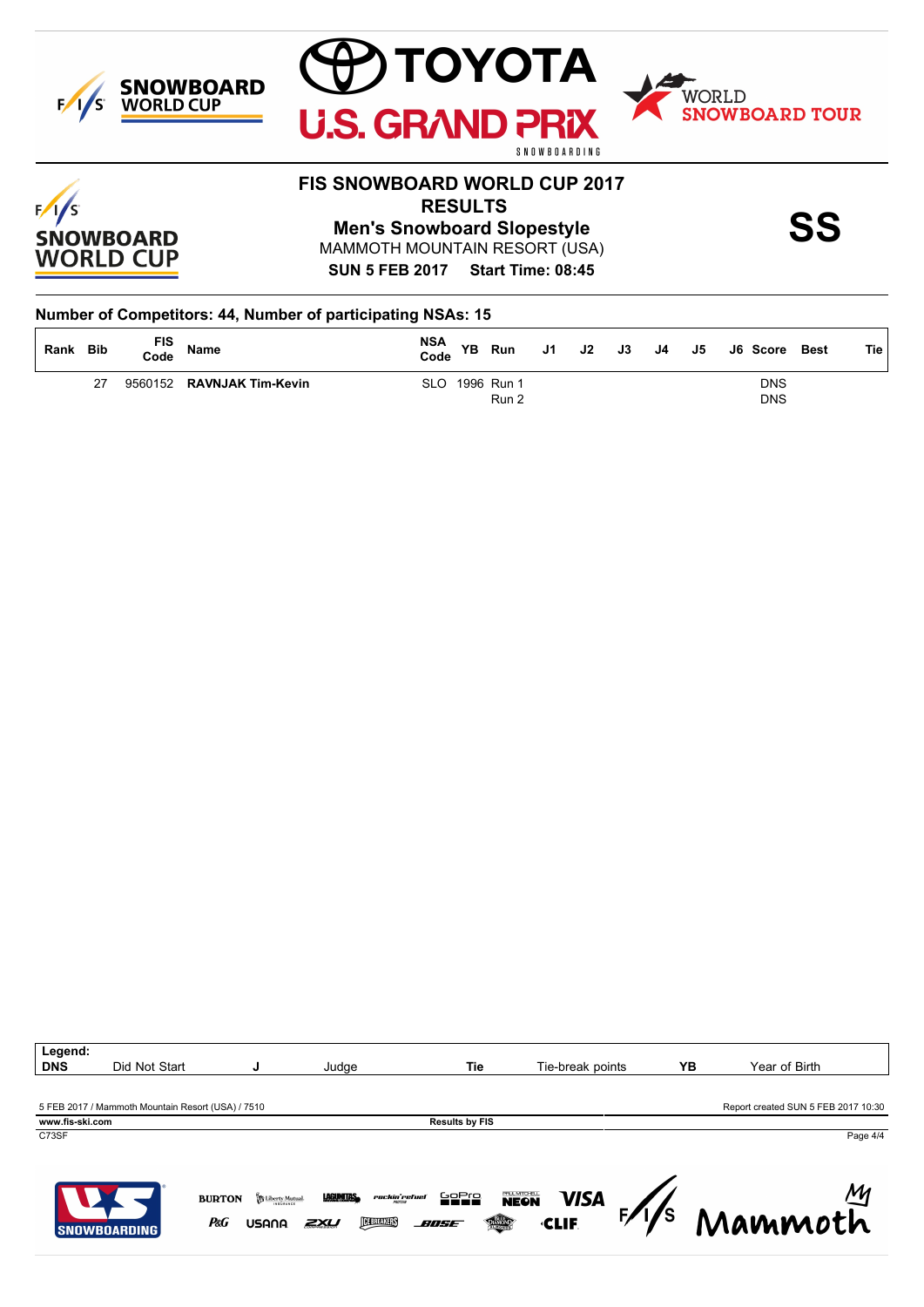# FIS SNOWBOARD WORLD CUP 2017

## RESULTS

### Men's Snowboard Slopestyle

MAMMOTH MOUNTAIN RESORT (USA)

**SUN 5 FEB 2017 Start Time: 08:45**

**SS**

**Number of Competitors: 44, Number of participating NSAs: 15**

| Rank | Bib | FIS Code | Name | NSA Code | YB | Run | J1 | J2 | J3 | J4 | J5 | J6 | Score | Best | Tie |
|---|---|---|---|---|---|---|---|---|---|---|---|---|---|---|---|
| | 27 | 9560152 | **RAVNJAK Tim-Kevin** | SLO | 1996 | Run 1 | | | | | | | DNS | | |
| | | | | | | Run 2 | | | | | | | DNS | | |

**Legend:**

| | | | | | | | |
|---|---|---|---|---|---|---|---|
| **DNS** | Did Not Start | **J** | Judge | **Tie** | Tie-break points | **YB** | Year of Birth |

5 FEB 2017 / Mammoth Mountain Resort (USA) / 7510

Report created SUN 5 FEB 2017 10:30

www.fis-ski.com

Results by FIS

C73SF